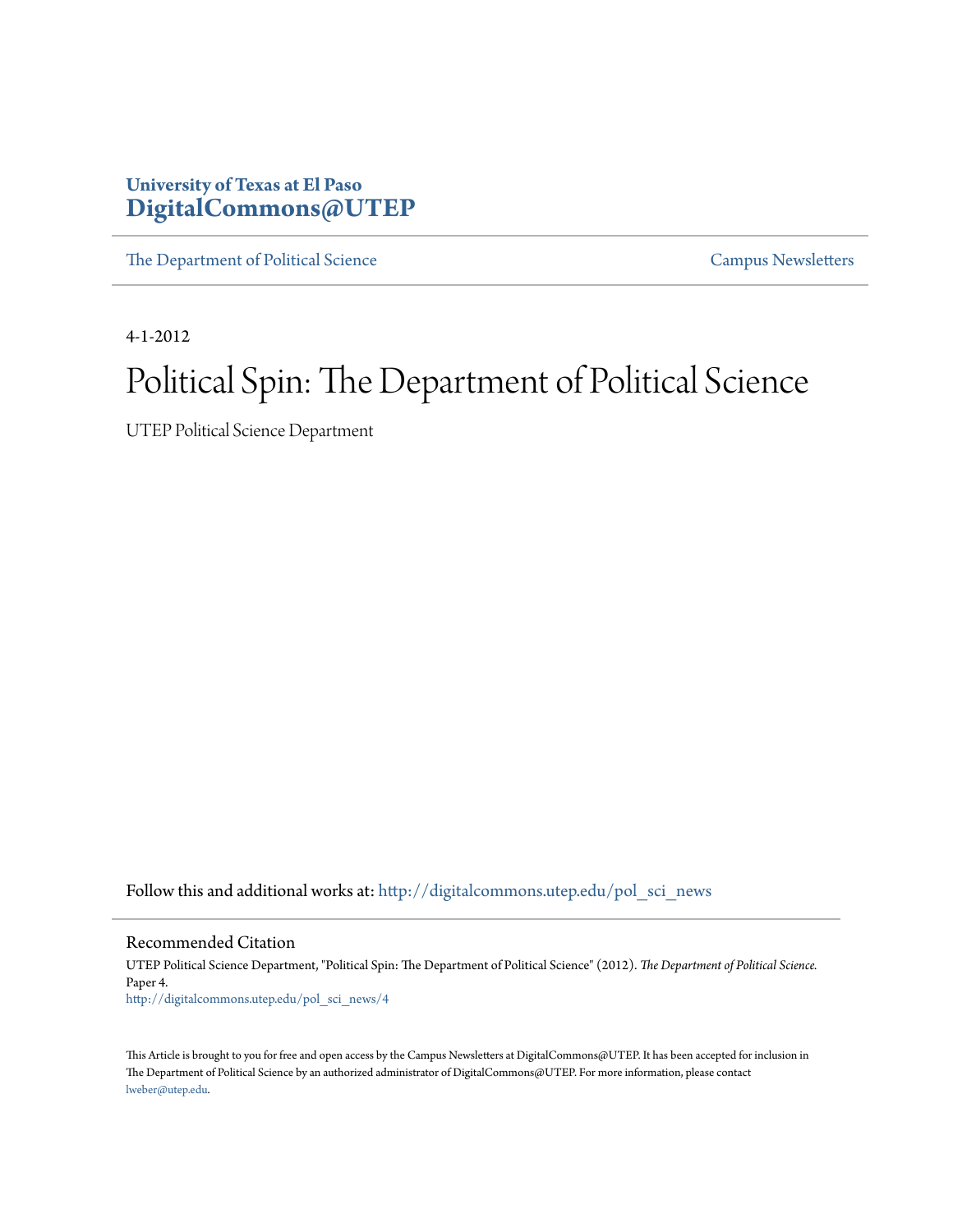**University of Texas at El Paso**
**DigitalCommons@UTEP**

The Department of Political Science | Campus Newsletters

4-1-2012

# Political Spin: The Department of Political Science

UTEP Political Science Department

Follow this and additional works at: http://digitalcommons.utep.edu/pol_sci_news

## Recommended Citation

UTEP Political Science Department, "Political Spin: The Department of Political Science" (2012). *The Department of Political Science.* Paper 4.
http://digitalcommons.utep.edu/pol_sci_news/4

This Article is brought to you for free and open access by the Campus Newsletters at DigitalCommons@UTEP. It has been accepted for inclusion in The Department of Political Science by an authorized administrator of DigitalCommons@UTEP. For more information, please contact lweber@utep.edu.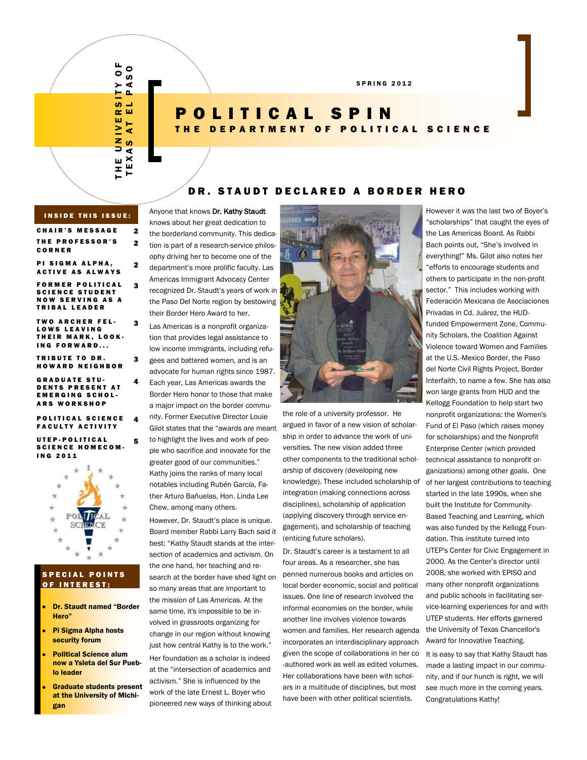THE UNIVERSITY OF TEXAS AT EL PASO

SPRING 2012

# POLITICAL SPIN

## THE DEPARTMENT OF POLITICAL SCIENCE

**INSIDE THIS ISSUE:**

| | |
|---|---|
| CHAIR'S MESSAGE | 2 |
| THE PROFESSOR'S CORNER | 2 |
| PI SIGMA ALPHA, ACTIVE AS ALWAYS | 2 |
| FORMER POLITICAL SCIENCE STUDENT NOW SERVING AS A TRIBAL LEADER | 3 |
| TWO ARCHER FELLOWS LEAVING THEIR MARK, LOOKING FORWARD... | 3 |
| TRIBUTE TO DR. HOWARD NEIGHBOR | 3 |
| GRADUATE STUDENTS PRESENT AT EMERGING SCHOLARS WORKSHOP | 4 |
| POLITICAL SCIENCE FACULTY ACTIVITY | 4 |
| UTEP-POLITICAL SCIENCE HOMECOMING 2011 | 5 |

**SPECIAL POINTS OF INTEREST:**

- **Dr. Staudt named "Border Hero"**
- **Pi Sigma Alpha hosts security forum**
- **Political Science alum now a Ysleta del Sur Pueblo leader**
- **Graduate students present at the University of Michigan**

## DR. STAUDT DECLARED A BORDER HERO

Anyone that knows Dr. Kathy Staudt knows about her great dedication to the borderland community. This dedication is part of a research-service philosophy driving her to become one of the department's more prolific faculty. Las Americas Immigrant Advocacy Center recognized Dr. Staudt's years of work in the Paso Del Norte region by bestowing their Border Hero Award to her.

Las Americas is a nonprofit organization that provides legal assistance to low income immigrants, including refugees and battered women, and is an advocate for human rights since 1987. Each year, Las Americas awards the Border Hero honor to those that make a major impact on the border community. Former Executive Director Louie Gilot states that the "awards are meant to highlight the lives and work of people who sacrifice and innovate for the greater good of our communities." Kathy joins the ranks of many local notables including Rubén García, Father Arturo Bañuelas, Hon. Linda Lee Chew, among many others.

However, Dr. Staudt's place is unique. Board member Rabbi Larry Bach said it best: "Kathy Staudt stands at the intersection of academics and activism. On the one hand, her teaching and research at the border have shed light on so many areas that are important to the mission of Las Americas. At the same time, it's impossible to be involved in grassroots organizing for change in our region without knowing just how central Kathy is to the work."

Her foundation as a scholar is indeed at the "intersection of academics and activism." She is influenced by the work of the late Ernest L. Boyer who pioneered new ways of thinking about the role of a university professor. He argued in favor of a new vision of scholarship in order to advance the work of universities. The new vision added three other components to the traditional scholarship of discovery (developing new knowledge). These included scholarship of integration (making connections across disciplines), scholarship of application (applying discovery through service engagement), and scholarship of teaching (enticing future scholars).

Dr. Staudt's career is a testament to all four areas. As a researcher, she has penned numerous books and articles on local border economic, social and political issues. One line of research involved the informal economies on the border, while another line involves violence towards women and families. Her research agenda incorporates an interdisciplinary approach given the scope of collaborations in her co-authored work as well as edited volumes. Her collaborations have been with scholars in a multitude of disciplines, but most have been with other political scientists.

However it was the last two of Boyer's "scholarships" that caught the eyes of the Las Americas Board. As Rabbi Bach points out, "She's involved in everything!" Ms. Gilot also notes her "efforts to encourage students and others to participate in the non-profit sector." This includes working with Federación Mexicana de Asociaciones Privadas in Cd. Juárez, the HUD-funded Empowerment Zone, Community Scholars, the Coalition Against Violence toward Women and Families at the U.S.-Mexico Border, the Paso del Norte Civil Rights Project, Border Interfaith, to name a few. She has also won large grants from HUD and the Kellogg Foundation to help start two nonprofit organizations: the Women's Fund of El Paso (which raises money for scholarships) and the Nonprofit Enterprise Center (which provided technical assistance to nonprofit organizations) among other goals. One of her largest contributions to teaching started in the late 1990s, when she built the Institute for Community-Based Teaching and Learning, which was also funded by the Kellogg Foundation. This institute turned into UTEP's Center for Civic Engagement in 2000. As the Center's director until 2008, she worked with EPISO and many other nonprofit organizations and public schools in facilitating service-learning experiences for and with UTEP students. Her efforts garnered the University of Texas Chancellor's Award for Innovative Teaching.

It is easy to say that Kathy Staudt has made a lasting impact in our community, and if our hunch is right, we will see much more in the coming years. Congratulations Kathy!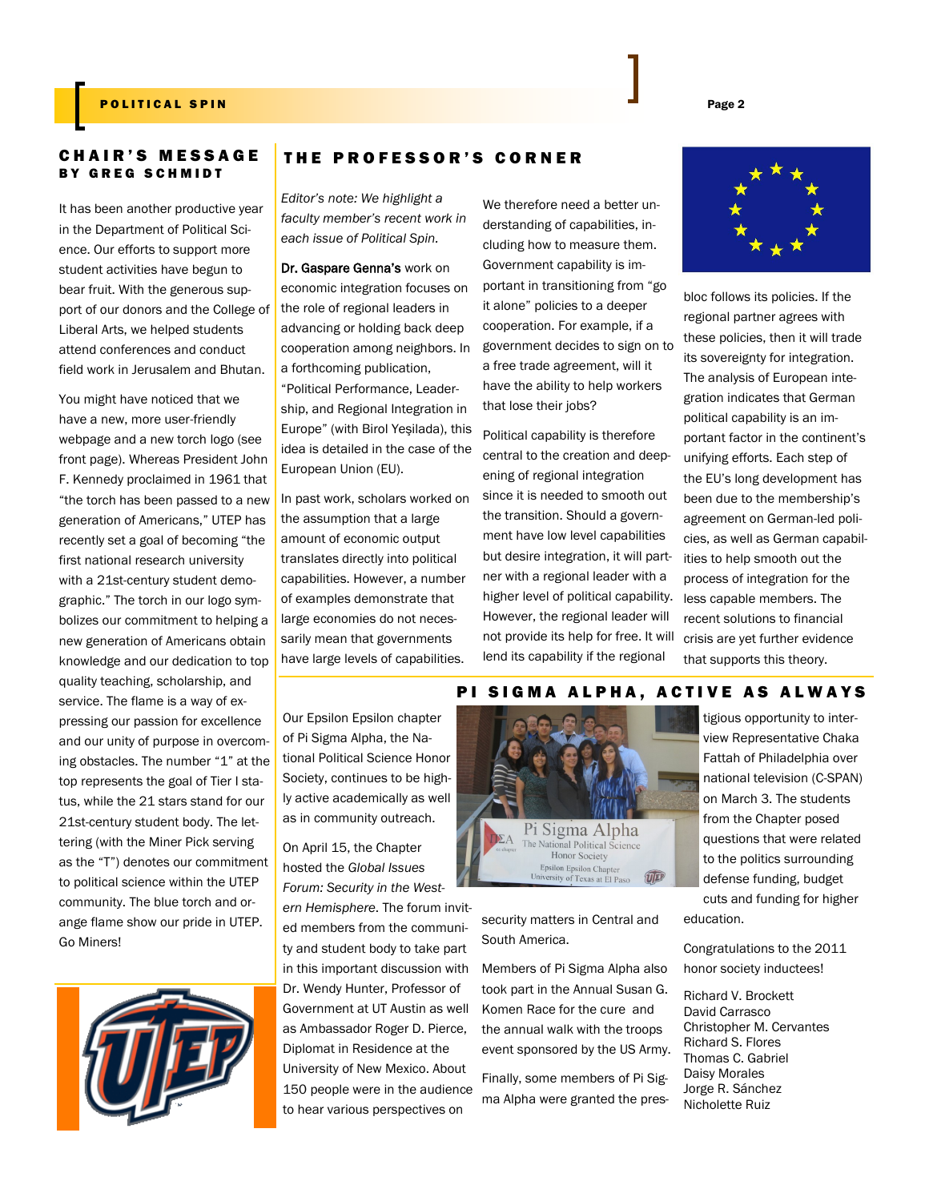## CHAIR'S MESSAGE

### BY GREG SCHMIDT

It has been another productive year in the Department of Political Science. Our efforts to support more student activities have begun to bear fruit. With the generous support of our donors and the College of Liberal Arts, we helped students attend conferences and conduct field work in Jerusalem and Bhutan.

You might have noticed that we have a new, more user-friendly webpage and a new torch logo (see front page). Whereas President John F. Kennedy proclaimed in 1961 that "the torch has been passed to a new generation of Americans," UTEP has recently set a goal of becoming "the first national research university with a 21st-century student demographic." The torch in our logo symbolizes our commitment to helping a new generation of Americans obtain knowledge and our dedication to top quality teaching, scholarship, and service. The flame is a way of expressing our passion for excellence and our unity of purpose in overcoming obstacles. The number "1" at the top represents the goal of Tier I status, while the 21 stars stand for our 21st-century student body. The lettering (with the Miner Pick serving as the "T") denotes our commitment to political science within the UTEP community. The blue torch and orange flame show our pride in UTEP. Go Miners!

## THE PROFESSOR'S CORNER

*Editor's note: We highlight a faculty member's recent work in each issue of Political Spin.*

**Dr. Gaspare Genna's** work on economic integration focuses on the role of regional leaders in advancing or holding back deep cooperation among neighbors. In a forthcoming publication, "Political Performance, Leadership, and Regional Integration in Europe" (with Birol Yeşilada), this idea is detailed in the case of the European Union (EU).

In past work, scholars worked on the assumption that a large amount of economic output translates directly into political capabilities. However, a number of examples demonstrate that large economies do not necessarily mean that governments have large levels of capabilities.

We therefore need a better understanding of capabilities, including how to measure them. Government capability is important in transitioning from "go it alone" policies to a deeper cooperation. For example, if a government decides to sign on to a free trade agreement, will it have the ability to help workers that lose their jobs?

Political capability is therefore central to the creation and deepening of regional integration since it is needed to smooth out the transition. Should a government have low level capabilities but desire integration, it will partner with a regional leader with a higher level of political capability. However, the regional leader will not provide its help for free. It will lend its capability if the regional bloc follows its policies. If the regional partner agrees with these policies, then it will trade its sovereignty for integration. The analysis of European integration indicates that German political capability is an important factor in the continent's unifying efforts. Each step of the EU's long development has been due to the membership's agreement on German-led policies, as well as German capabilities to help smooth out the process of integration for the less capable members. The recent solutions to financial crisis are yet further evidence that supports this theory.

## PI SIGMA ALPHA, ACTIVE AS ALWAYS

Our Epsilon Epsilon chapter of Pi Sigma Alpha, the National Political Science Honor Society, continues to be highly active academically as well as in community outreach.

On April 15, the Chapter hosted the *Global Issues Forum: Security in the Western Hemisphere*. The forum invited members from the community and student body to take part in this important discussion with Dr. Wendy Hunter, Professor of Government at UT Austin as well as Ambassador Roger D. Pierce, Diplomat in Residence at the University of New Mexico. About 150 people were in the audience to hear various perspectives on security matters in Central and South America.

Members of Pi Sigma Alpha also took part in the annual Susan G. Komen Race for the cure and the annual walk with the troops event sponsored by the US Army.

Finally, some members of Pi Sigma Alpha were granted the prestigious opportunity to interview Representative Chaka Fattah of Philadelphia over national television (C-SPAN) on March 3. The students from the Chapter posed questions that were related to the politics surrounding defense funding, budget cuts and funding for higher education.

Congratulations to the 2011 honor society inductees!

Richard V. Brockett
David Carrasco
Christopher M. Cervantes
Richard S. Flores
Thomas C. Gabriel
Daisy Morales
Jorge R. Sánchez
Nicholette Ruiz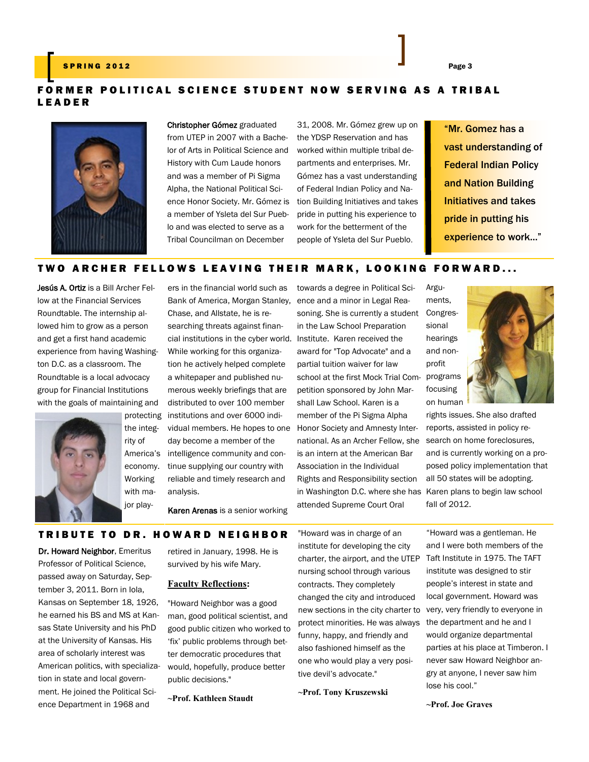## FORMER POLITICAL SCIENCE STUDENT NOW SERVING AS A TRIBAL LEADER

**Christopher Gómez** graduated from UTEP in 2007 with a Bachelor of Arts in Political Science and History with Cum Laude honors and was a member of Pi Sigma Alpha, the National Political Science Honor Society. Mr. Gómez is a member of Ysleta del Sur Pueblo and was elected to serve as a Tribal Councilman on December 31, 2008. Mr. Gómez grew up on the YDSP Reservation and has worked within multiple tribal departments and enterprises. Mr. Gómez has a vast understanding of Federal Indian Policy and Nation Building Initiatives and takes pride in putting his experience to work for the betterment of the people of Ysleta del Sur Pueblo.

> "Mr. Gomez has a vast understanding of Federal Indian Policy and Nation Building Initiatives and takes pride in putting his experience to work…"

## TWO ARCHER FELLOWS LEAVING THEIR MARK, LOOKING FORWARD...

**Jesús A. Ortiz** is a Bill Archer Fellow at the Financial Services Roundtable. The internship allowed him to grow as a person and get a first hand academic experience from having Washington D.C. as a classroom. The Roundtable is a local advocacy group for Financial Institutions with the goals of maintaining and protecting the integrity of America's economy. Working with major players in the financial world such as Bank of America, Morgan Stanley, Chase, and Allstate, he is researching threats against financial institutions in the cyber world. While working for this organization he actively helped complete a whitepaper and published numerous weekly briefings that are distributed to over 100 member institutions and over 6000 individual members. He hopes to one day become a member of the intelligence community and continue supplying our country with reliable and timely research and analysis.

**Karen Arenas** is a senior working towards a degree in Political Science and a minor in Legal Reasoning. She is currently a student in the Law School Preparation Institute. Karen received the award for "Top Advocate" and a partial tuition waiver for law school at the first Mock Trial Competition sponsored by John Marshall Law School. Karen is a member of the Pi Sigma Alpha Honor Society and Amnesty International. As an Archer Fellow, she is an intern at the American Bar Association in the Individual Rights and Responsibility section in Washington D.C. where she has attended Supreme Court Oral Arguments, Congressional hearings and non-profit programs focusing on human rights issues. She also drafted reports, assisted in policy research on home foreclosures, and is currently working on a proposed policy implementation that all 50 states will be adopting. Karen plans to begin law school fall of 2012.

## TRIBUTE TO DR. HOWARD NEIGHBOR

**Dr. Howard Neighbor**, Emeritus Professor of Political Science, passed away on Saturday, September 3, 2011. Born in Iola, Kansas on September 18, 1926, he earned his BS and MS at Kansas State University and his PhD at the University of Kansas. His area of scholarly interest was American politics, with specialization in state and local government. He joined the Political Science Department in 1968 and retired in January, 1998. He is survived by his wife Mary.

**Faculty Reflections:**

"Howard Neighbor was a good man, good political scientist, and good public citizen who worked to 'fix' public problems through better democratic procedures that would, hopefully, produce better public decisions."

**~Prof. Kathleen Staudt**

"Howard was in charge of an institute for developing the city charter, the airport, and the UTEP nursing school through various contracts. They completely changed the city and introduced new sections in the city charter to protect minorities. He was always funny, happy, and friendly and also fashioned himself as the one who would play a very positive devil's advocate."

**~Prof. Tony Kruszewski**

"Howard was a gentleman. He and I were both members of the Taft Institute in 1975. The TAFT institute was designed to stir people's interest in state and local government. Howard was very, very friendly to everyone in the department and he and I would organize departmental parties at his place at Timberon. I never saw Howard Neighbor angry at anyone, I never saw him lose his cool."

**~Prof. Joe Graves**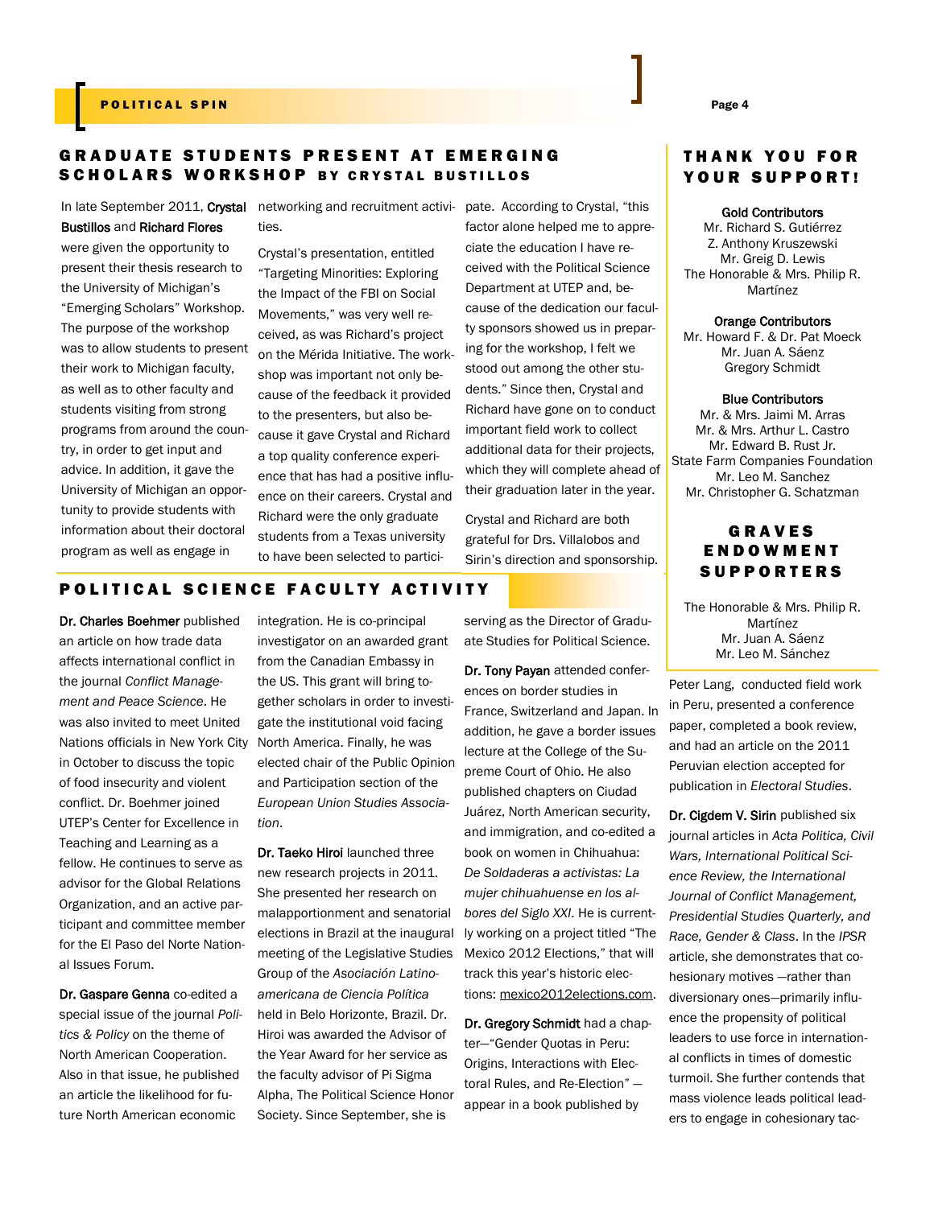## GRADUATE STUDENTS PRESENT AT EMERGING SCHOLARS WORKSHOP BY CRYSTAL BUSTILLOS

In late September 2011, **Crystal Bustillos** and **Richard Flores** were given the opportunity to present their thesis research to the University of Michigan's "Emerging Scholars" Workshop. The purpose of the workshop was to allow students to present their work to Michigan faculty, as well as to other faculty and students visiting from strong programs from around the country, in order to get input and advice. In addition, it gave the University of Michigan an opportunity to provide students with information about their doctoral program as well as engage in networking and recruitment activities.

Crystal's presentation, entitled "Targeting Minorities: Exploring the Impact of the FBI on Social Movements," was very well received, as was Richard's project on the Mérida Initiative. The workshop was important not only because of the feedback it provided to the presenters, but also because it gave Crystal and Richard a top quality conference experience that has had a positive influence on their careers. Crystal and Richard were the only graduate students from a Texas university to have been selected to participate. According to Crystal, "this factor alone helped me to appreciate the education I have received with the Political Science Department at UTEP and, because of the dedication our faculty sponsors showed us in preparing for the workshop, I felt we stood out among the other students." Since then, Crystal and Richard have gone on to conduct important field work to collect additional data for their projects, which they will complete ahead of their graduation later in the year.

Crystal and Richard are both grateful for Drs. Villalobos and Sirin's direction and sponsorship.

## POLITICAL SCIENCE FACULTY ACTIVITY

**Dr. Charles Boehmer** published an article on how trade data affects international conflict in the journal *Conflict Management and Peace Science*. He was also invited to meet United Nations officials in New York City in October to discuss the topic of food insecurity and violent conflict. Dr. Boehmer joined UTEP's Center for Excellence in Teaching and Learning as a fellow. He continues to serve as advisor for the Global Relations Organization, and an active participant and committee member for the El Paso del Norte National Issues Forum.

**Dr. Gaspare Genna** co-edited a special issue of the journal *Politics & Policy* on the theme of North American Cooperation. Also in that issue, he published an article the likelihood for future North American economic integration. He is co-principal investigator on an awarded grant from the Canadian Embassy in the US. This grant will bring together scholars in order to investigate the institutional void facing North America. Finally, he was elected chair of the Public Opinion and Participation section of the *European Union Studies Association*.

**Dr. Taeko Hiroi** launched three new research projects in 2011. She presented her research on malapportionment and senatorial elections in Brazil at the inaugural meeting of the Legislative Studies Group of the *Asociación Latinoamericana de Ciencia Política* held in Belo Horizonte, Brazil. Dr. Hiroi was awarded the Advisor of the Year Award for her service as the faculty advisor of Pi Sigma Alpha, The Political Science Honor Society. Since September, she is serving as the Director of Graduate Studies for Political Science.

**Dr. Tony Payan** attended conferences on border studies in France, Switzerland and Japan. In addition, he gave a border issues lecture at the College of the Supreme Court of Ohio. He also published chapters on Ciudad Juárez, North American security, and immigration, and co-edited a book on women in Chihuahua: *De Soldaderas a activistas: La mujer chihuahuense en los albores del Siglo XXI*. He is currently working on a project titled "The Mexico 2012 Elections," that will track this year's historic elections: mexico2012elections.com.

**Dr. Gregory Schmidt** had a chapter—"Gender Quotas in Peru: Origins, Interactions with Electoral Rules, and Re-Election" —appear in a book published by Peter Lang, conducted field work in Peru, presented a conference paper, completed a book review, and had an article on the 2011 Peruvian election accepted for publication in *Electoral Studies*.

**Dr. Cigdem V. Sirin** published six journal articles in *Acta Politica, Civil Wars, International Political Science Review, the International Journal of Conflict Management, Presidential Studies Quarterly, and Race, Gender & Class*. In the *IPSR* article, she demonstrates that cohesionary motives —rather than diversionary ones—primarily influence the propensity of political leaders to use force in international conflicts in times of domestic turmoil. She further contends that mass violence leads political leaders to engage in cohesionary tac-

## THANK YOU FOR YOUR SUPPORT!

**Gold Contributors**
Mr. Richard S. Gutiérrez
Z. Anthony Kruszewski
Mr. Greig D. Lewis
The Honorable & Mrs. Philip R. Martínez

**Orange Contributors**
Mr. Howard F. & Dr. Pat Moeck
Mr. Juan A. Sáenz
Gregory Schmidt

**Blue Contributors**
Mr. & Mrs. Jaimi M. Arras
Mr. & Mrs. Arthur L. Castro
Mr. Edward B. Rust Jr.
State Farm Companies Foundation
Mr. Leo M. Sanchez
Mr. Christopher G. Schatzman

## GRAVES ENDOWMENT SUPPORTERS

The Honorable & Mrs. Philip R. Martínez
Mr. Juan A. Sáenz
Mr. Leo M. Sánchez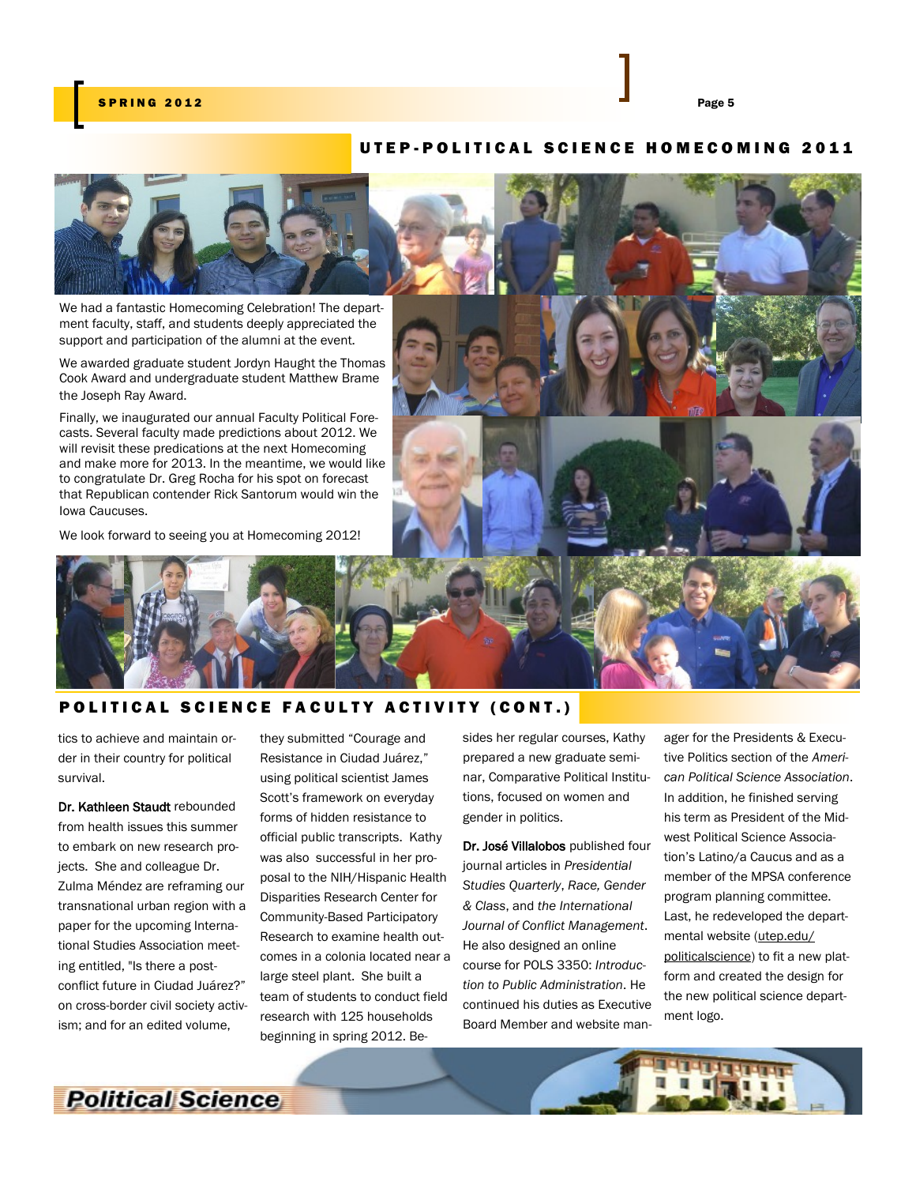## UTEP-POLITICAL SCIENCE HOMECOMING 2011

We had a fantastic Homecoming Celebration! The department faculty, staff, and students deeply appreciated the support and participation of the alumni at the event.

We awarded graduate student Jordyn Haught the Thomas Cook Award and undergraduate student Matthew Brame the Joseph Ray Award.

Finally, we inaugurated our annual Faculty Political Forecasts. Several faculty made predictions about 2012. We will revisit these predications at the next Homecoming and make more for 2013. In the meantime, we would like to congratulate Dr. Greg Rocha for his spot on forecast that Republican contender Rick Santorum would win the Iowa Caucuses.

We look forward to seeing you at Homecoming 2012!

## POLITICAL SCIENCE FACULTY ACTIVITY (CONT.)

tics to achieve and maintain order in their country for political survival.

**Dr. Kathleen Staudt** rebounded from health issues this summer to embark on new research projects. She and colleague Dr. Zulma Méndez are reframing our transnational urban region with a paper for the upcoming International Studies Association meeting entitled, "Is there a post-conflict future in Ciudad Juárez?" on cross-border civil society activism; and for an edited volume, they submitted "Courage and Resistance in Ciudad Juárez," using political scientist James Scott's framework on everyday forms of hidden resistance to official public transcripts. Kathy was also successful in her proposal to the NIH/Hispanic Health Disparities Research Center for Community-Based Participatory Research to examine health outcomes in a colonia located near a large steel plant. She built a team of students to conduct field research with 125 households beginning in spring 2012. Besides her regular courses, Kathy prepared a new graduate seminar, Comparative Political Institutions, focused on women and gender in politics.

**Dr. José Villalobos** published four journal articles in *Presidential Studies Quarterly*, *Race, Gender & Class*, and *the International Journal of Conflict Management*. He also designed an online course for POLS 3350: *Introduction to Public Administration*. He continued his duties as Executive Board Member and website manager for the Presidents & Executive Politics section of the *American Political Science Association*. In addition, he finished serving his term as President of the Midwest Political Science Association's Latino/a Caucus and as a member of the MPSA conference program planning committee. Last, he redeveloped the departmental website (utep.edu/politicalscience) to fit a new platform and created the design for the new political science department logo.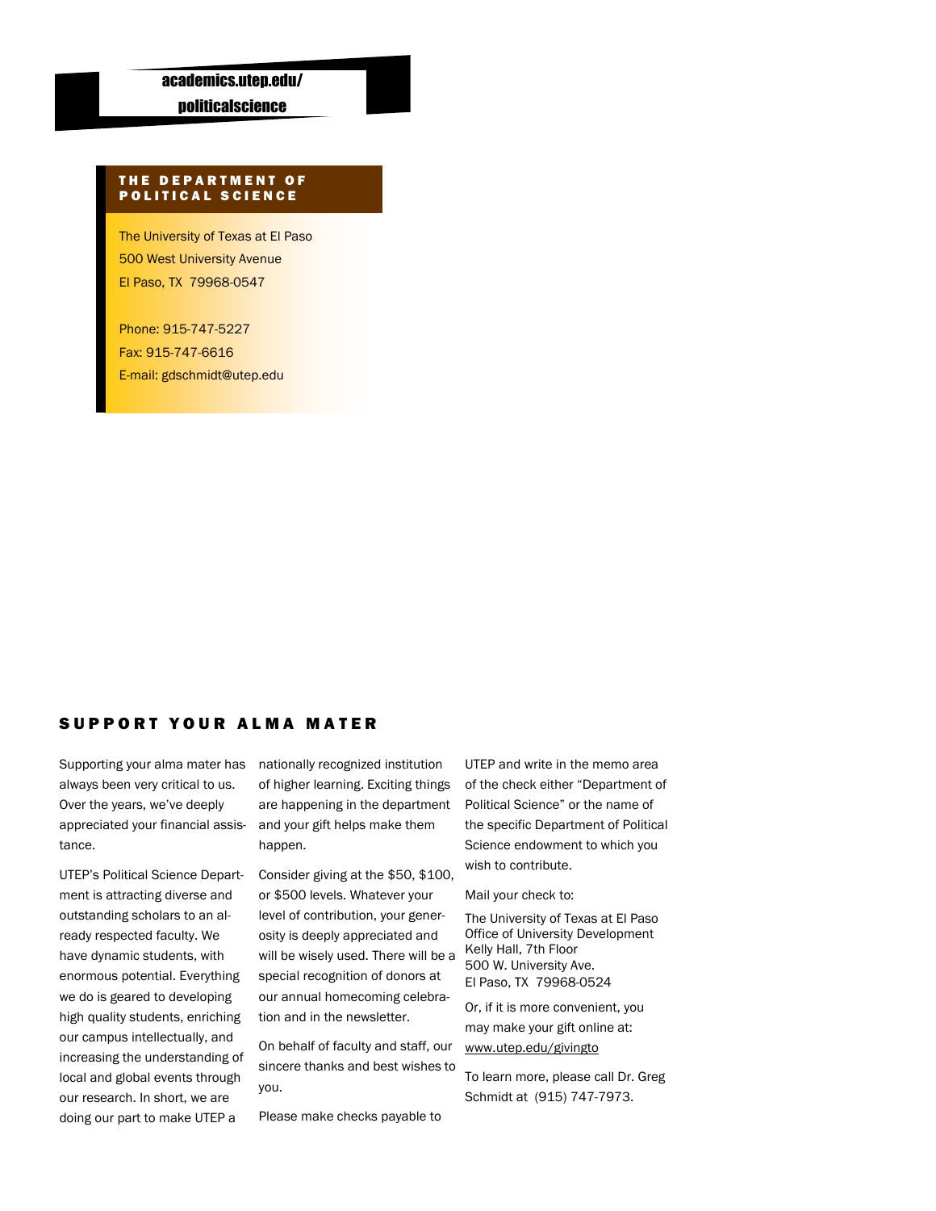academics.utep.edu/politicalscience

**THE DEPARTMENT OF POLITICAL SCIENCE**

The University of Texas at El Paso
500 West University Avenue
El Paso, TX 79968-0547

Phone: 915-747-5227
Fax: 915-747-6616
E-mail: gdschmidt@utep.edu

## SUPPORT YOUR ALMA MATER

Supporting your alma mater has always been very critical to us. Over the years, we've deeply appreciated your financial assistance.

UTEP's Political Science Department is attracting diverse and outstanding scholars to an already respected faculty. We have dynamic students, with enormous potential. Everything we do is geared to developing high quality students, enriching our campus intellectually, and increasing the understanding of local and global events through our research. In short, we are doing our part to make UTEP a nationally recognized institution of higher learning. Exciting things are happening in the department and your gift helps make them happen.

Consider giving at the $50, $100, or $500 levels. Whatever your level of contribution, your generosity is deeply appreciated and will be wisely used. There will be a special recognition of donors at our annual homecoming celebration and in the newsletter.

On behalf of faculty and staff, our sincere thanks and best wishes to you.

Please make checks payable to UTEP and write in the memo area of the check either "Department of Political Science" or the name of the specific Department of Political Science endowment to which you wish to contribute.

Mail your check to:

The University of Texas at El Paso
Office of University Development
Kelly Hall, 7th Floor
500 W. University Ave.
El Paso, TX 79968-0524

Or, if it is more convenient, you may make your gift online at: www.utep.edu/givingto

To learn more, please call Dr. Greg Schmidt at (915) 747-7973.